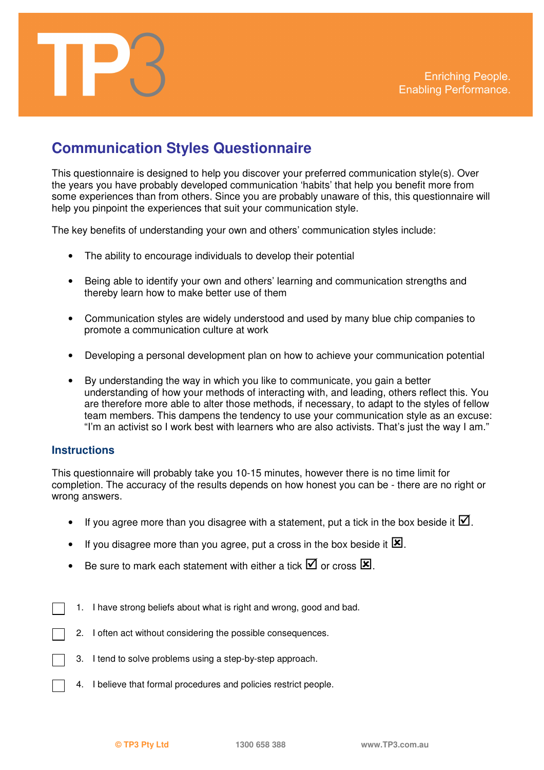TP3

Enriching People.
Enabling Performance.

# Communication Styles Questionnaire

This questionnaire is designed to help you discover your preferred communication style(s). Over the years you have probably developed communication 'habits' that help you benefit more from some experiences than from others. Since you are probably unaware of this, this questionnaire will help you pinpoint the experiences that suit your communication style.

The key benefits of understanding your own and others' communication styles include:

- The ability to encourage individuals to develop their potential
- Being able to identify your own and others' learning and communication strengths and thereby learn how to make better use of them
- Communication styles are widely understood and used by many blue chip companies to promote a communication culture at work
- Developing a personal development plan on how to achieve your communication potential
- By understanding the way in which you like to communicate, you gain a better understanding of how your methods of interacting with, and leading, others reflect this. You are therefore more able to alter those methods, if necessary, to adapt to the styles of fellow team members. This dampens the tendency to use your communication style as an excuse: "I'm an activist so I work best with learners who are also activists. That's just the way I am."

## Instructions

This questionnaire will probably take you 10-15 minutes, however there is no time limit for completion. The accuracy of the results depends on how honest you can be - there are no right or wrong answers.

- If you agree more than you disagree with a statement, put a tick in the box beside it ☑.
- If you disagree more than you agree, put a cross in the box beside it ☒.
- Be sure to mark each statement with either a tick ☑ or cross ☒.

☐ 1. I have strong beliefs about what is right and wrong, good and bad.

☐ 2. I often act without considering the possible consequences.

☐ 3. I tend to solve problems using a step-by-step approach.

☐ 4. I believe that formal procedures and policies restrict people.

© TP3 Pty Ltd   1300 658 388   www.TP3.com.au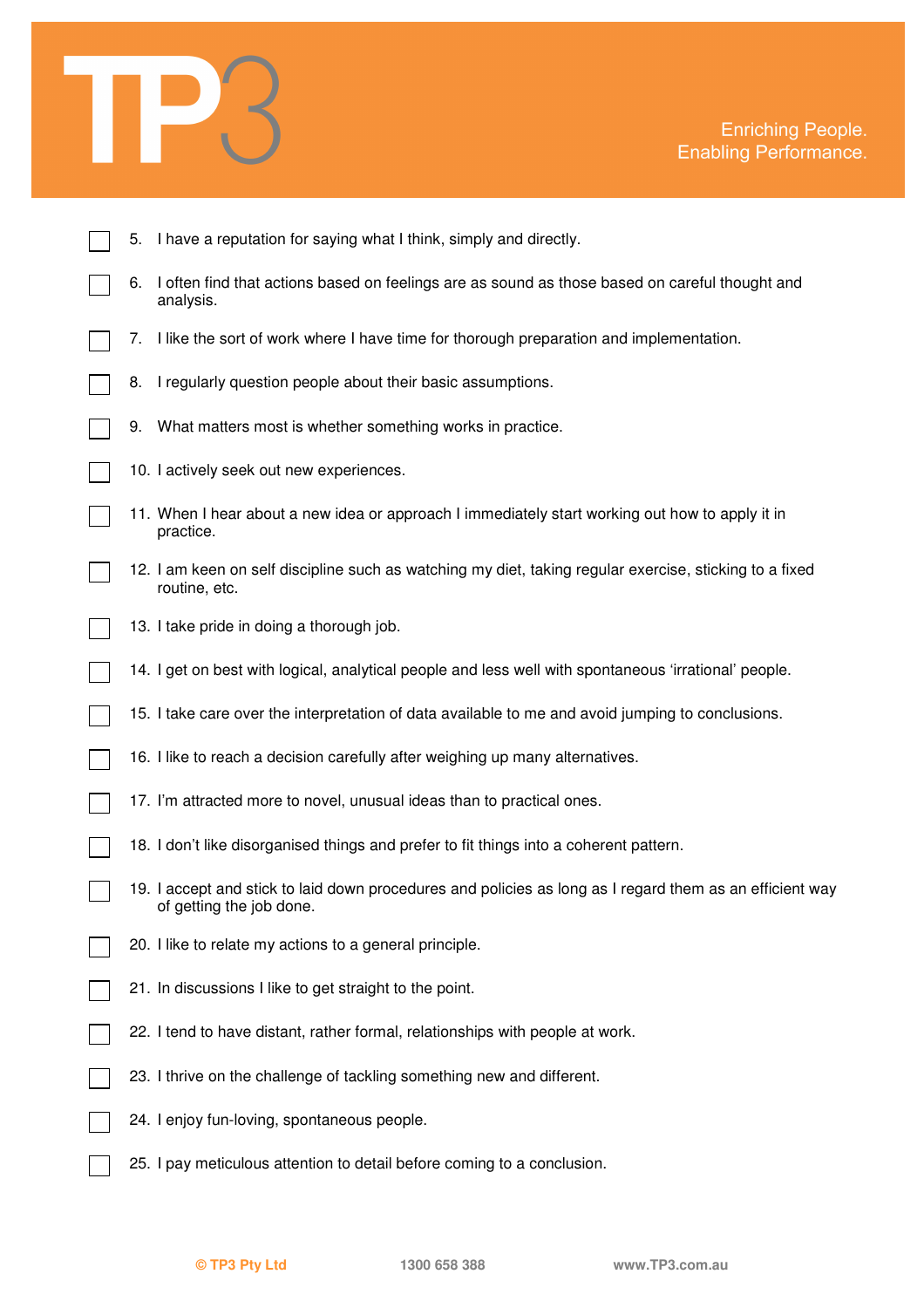- [ ] 5. I have a reputation for saying what I think, simply and directly.
- [ ] 6. I often find that actions based on feelings are as sound as those based on careful thought and analysis.
- [ ] 7. I like the sort of work where I have time for thorough preparation and implementation.
- [ ] 8. I regularly question people about their basic assumptions.
- [ ] 9. What matters most is whether something works in practice.
- [ ] 10. I actively seek out new experiences.
- [ ] 11. When I hear about a new idea or approach I immediately start working out how to apply it in practice.
- [ ] 12. I am keen on self discipline such as watching my diet, taking regular exercise, sticking to a fixed routine, etc.
- [ ] 13. I take pride in doing a thorough job.
- [ ] 14. I get on best with logical, analytical people and less well with spontaneous 'irrational' people.
- [ ] 15. I take care over the interpretation of data available to me and avoid jumping to conclusions.
- [ ] 16. I like to reach a decision carefully after weighing up many alternatives.
- [ ] 17. I'm attracted more to novel, unusual ideas than to practical ones.
- [ ] 18. I don't like disorganised things and prefer to fit things into a coherent pattern.
- [ ] 19. I accept and stick to laid down procedures and policies as long as I regard them as an efficient way of getting the job done.
- [ ] 20. I like to relate my actions to a general principle.
- [ ] 21. In discussions I like to get straight to the point.
- [ ] 22. I tend to have distant, rather formal, relationships with people at work.
- [ ] 23. I thrive on the challenge of tackling something new and different.
- [ ] 24. I enjoy fun-loving, spontaneous people.
- [ ] 25. I pay meticulous attention to detail before coming to a conclusion.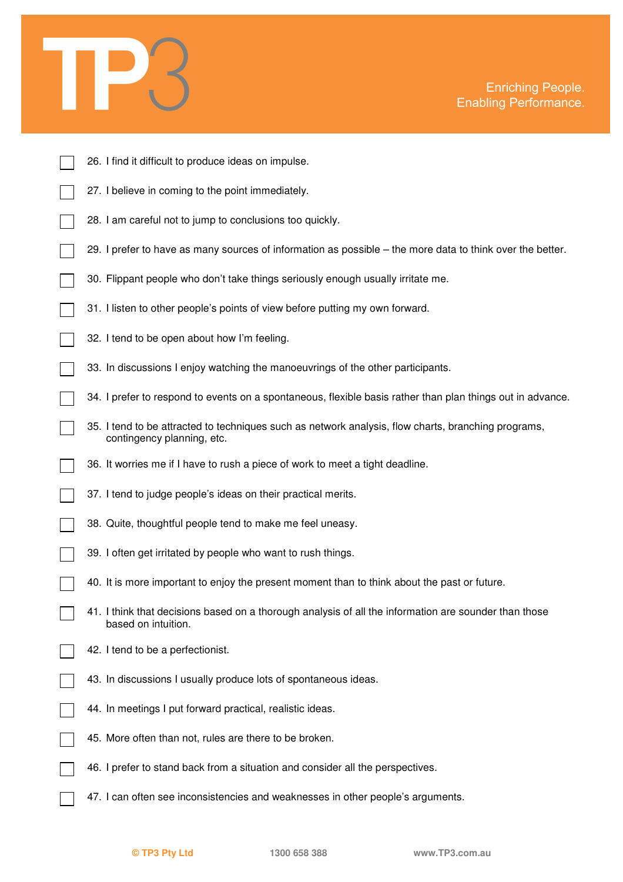- [ ] 26. I find it difficult to produce ideas on impulse.
- [ ] 27. I believe in coming to the point immediately.
- [ ] 28. I am careful not to jump to conclusions too quickly.
- [ ] 29. I prefer to have as many sources of information as possible – the more data to think over the better.
- [ ] 30. Flippant people who don't take things seriously enough usually irritate me.
- [ ] 31. I listen to other people's points of view before putting my own forward.
- [ ] 32. I tend to be open about how I'm feeling.
- [ ] 33. In discussions I enjoy watching the manoeuvrings of the other participants.
- [ ] 34. I prefer to respond to events on a spontaneous, flexible basis rather than plan things out in advance.
- [ ] 35. I tend to be attracted to techniques such as network analysis, flow charts, branching programs, contingency planning, etc.
- [ ] 36. It worries me if I have to rush a piece of work to meet a tight deadline.
- [ ] 37. I tend to judge people's ideas on their practical merits.
- [ ] 38. Quite, thoughtful people tend to make me feel uneasy.
- [ ] 39. I often get irritated by people who want to rush things.
- [ ] 40. It is more important to enjoy the present moment than to think about the past or future.
- [ ] 41. I think that decisions based on a thorough analysis of all the information are sounder than those based on intuition.
- [ ] 42. I tend to be a perfectionist.
- [ ] 43. In discussions I usually produce lots of spontaneous ideas.
- [ ] 44. In meetings I put forward practical, realistic ideas.
- [ ] 45. More often than not, rules are there to be broken.
- [ ] 46. I prefer to stand back from a situation and consider all the perspectives.
- [ ] 47. I can often see inconsistencies and weaknesses in other people's arguments.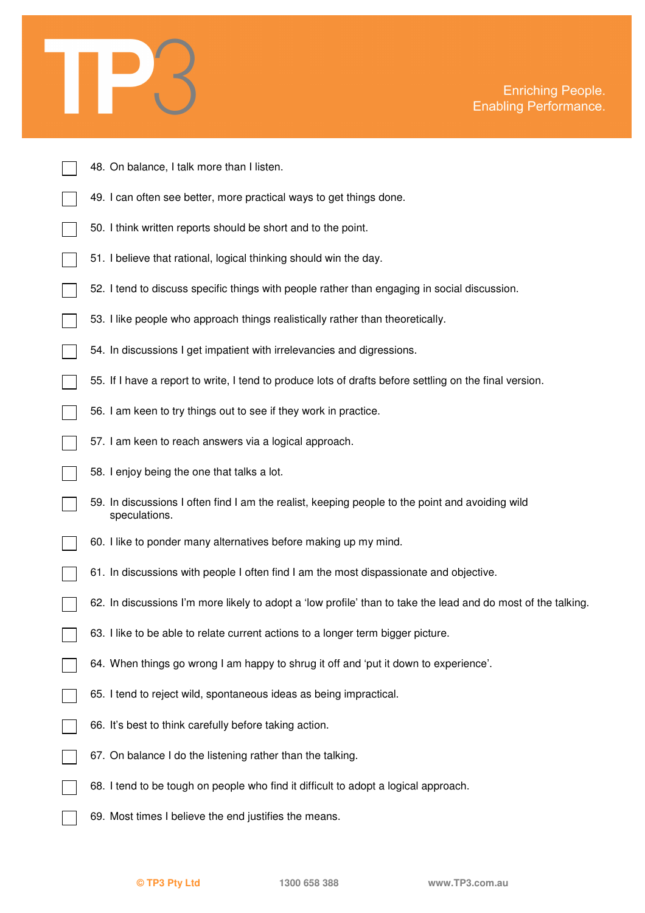- [ ] 48. On balance, I talk more than I listen.
- [ ] 49. I can often see better, more practical ways to get things done.
- [ ] 50. I think written reports should be short and to the point.
- [ ] 51. I believe that rational, logical thinking should win the day.
- [ ] 52. I tend to discuss specific things with people rather than engaging in social discussion.
- [ ] 53. I like people who approach things realistically rather than theoretically.
- [ ] 54. In discussions I get impatient with irrelevancies and digressions.
- [ ] 55. If I have a report to write, I tend to produce lots of drafts before settling on the final version.
- [ ] 56. I am keen to try things out to see if they work in practice.
- [ ] 57. I am keen to reach answers via a logical approach.
- [ ] 58. I enjoy being the one that talks a lot.
- [ ] 59. In discussions I often find I am the realist, keeping people to the point and avoiding wild speculations.
- [ ] 60. I like to ponder many alternatives before making up my mind.
- [ ] 61. In discussions with people I often find I am the most dispassionate and objective.
- [ ] 62. In discussions I'm more likely to adopt a 'low profile' than to take the lead and do most of the talking.
- [ ] 63. I like to be able to relate current actions to a longer term bigger picture.
- [ ] 64. When things go wrong I am happy to shrug it off and 'put it down to experience'.
- [ ] 65. I tend to reject wild, spontaneous ideas as being impractical.
- [ ] 66. It's best to think carefully before taking action.
- [ ] 67. On balance I do the listening rather than the talking.
- [ ] 68. I tend to be tough on people who find it difficult to adopt a logical approach.
- [ ] 69. Most times I believe the end justifies the means.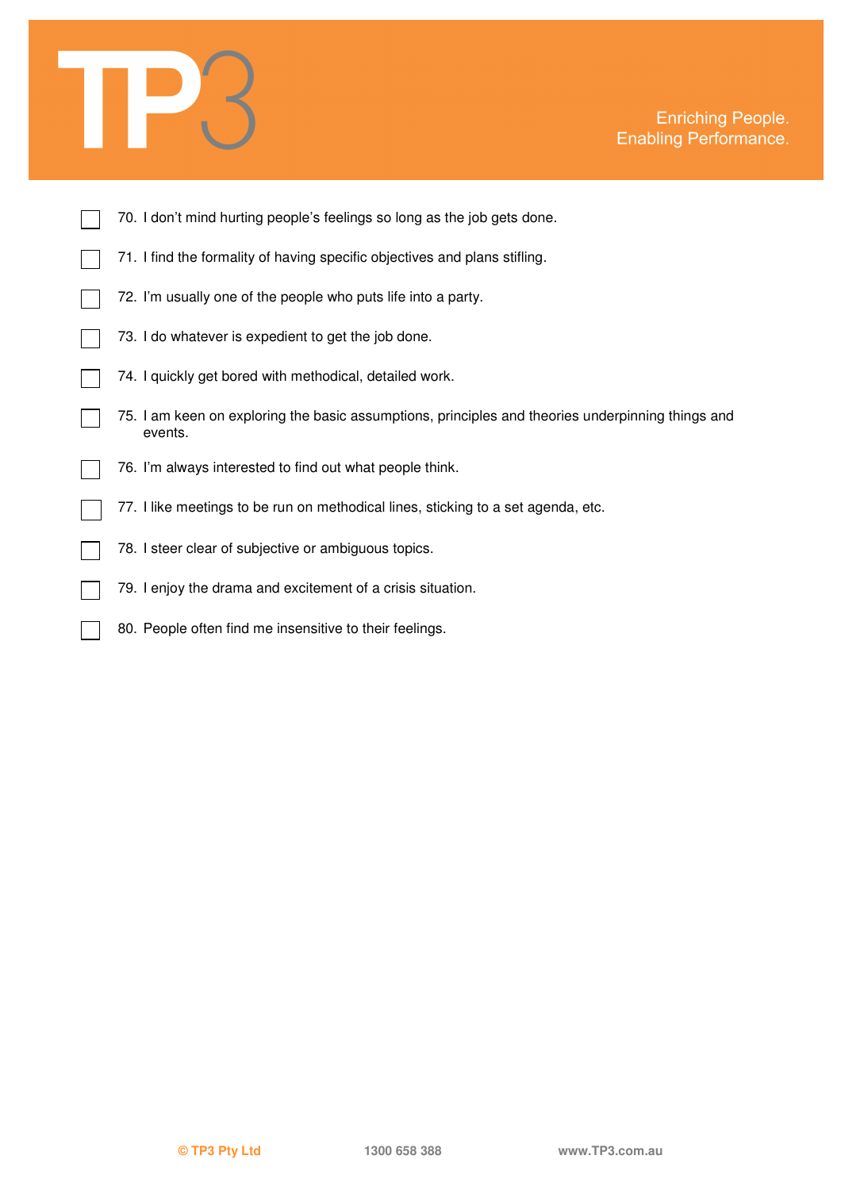- [ ] 70. I don't mind hurting people's feelings so long as the job gets done.
- [ ] 71. I find the formality of having specific objectives and plans stifling.
- [ ] 72. I'm usually one of the people who puts life into a party.
- [ ] 73. I do whatever is expedient to get the job done.
- [ ] 74. I quickly get bored with methodical, detailed work.
- [ ] 75. I am keen on exploring the basic assumptions, principles and theories underpinning things and events.
- [ ] 76. I'm always interested to find out what people think.
- [ ] 77. I like meetings to be run on methodical lines, sticking to a set agenda, etc.
- [ ] 78. I steer clear of subjective or ambiguous topics.
- [ ] 79. I enjoy the drama and excitement of a crisis situation.
- [ ] 80. People often find me insensitive to their feelings.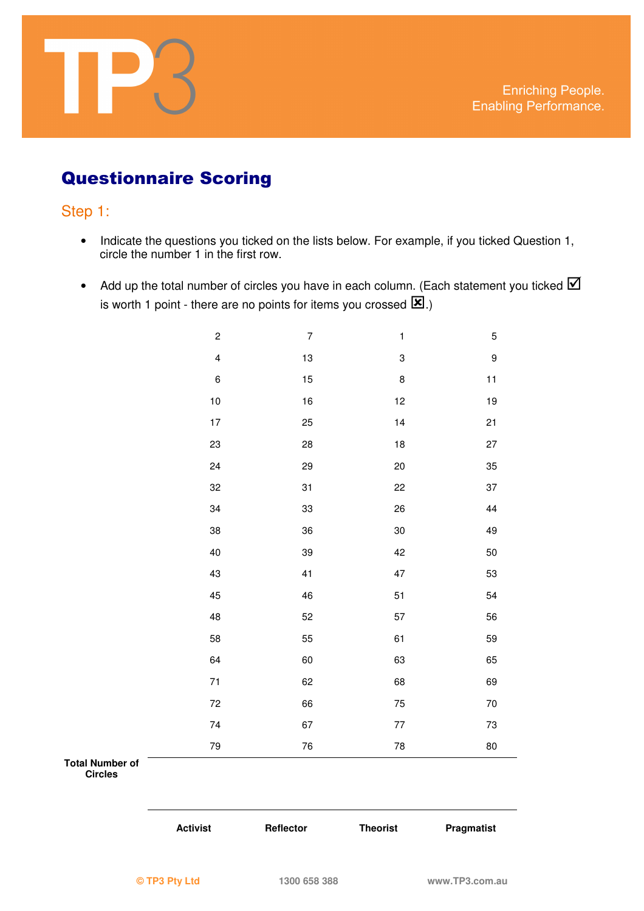## Questionnaire Scoring

### Step 1:

- Indicate the questions you ticked on the lists below. For example, if you ticked Question 1, circle the number 1 in the first row.
- Add up the total number of circles you have in each column. (Each statement you ticked ☑ is worth 1 point - there are no points for items you crossed ☒.)

| | Activist | Reflector | Theorist | Pragmatist |
|---|---|---|---|---|
| | 2 | 7 | 1 | 5 |
| | 4 | 13 | 3 | 9 |
| | 6 | 15 | 8 | 11 |
| | 10 | 16 | 12 | 19 |
| | 17 | 25 | 14 | 21 |
| | 23 | 28 | 18 | 27 |
| | 24 | 29 | 20 | 35 |
| | 32 | 31 | 22 | 37 |
| | 34 | 33 | 26 | 44 |
| | 38 | 36 | 30 | 49 |
| | 40 | 39 | 42 | 50 |
| | 43 | 41 | 47 | 53 |
| | 45 | 46 | 51 | 54 |
| | 48 | 52 | 57 | 56 |
| | 58 | 55 | 61 | 59 |
| | 64 | 60 | 63 | 65 |
| | 71 | 62 | 68 | 69 |
| | 72 | 66 | 75 | 70 |
| | 74 | 67 | 77 | 73 |
| | 79 | 76 | 78 | 80 |
| **Total Number of Circles** | | | | |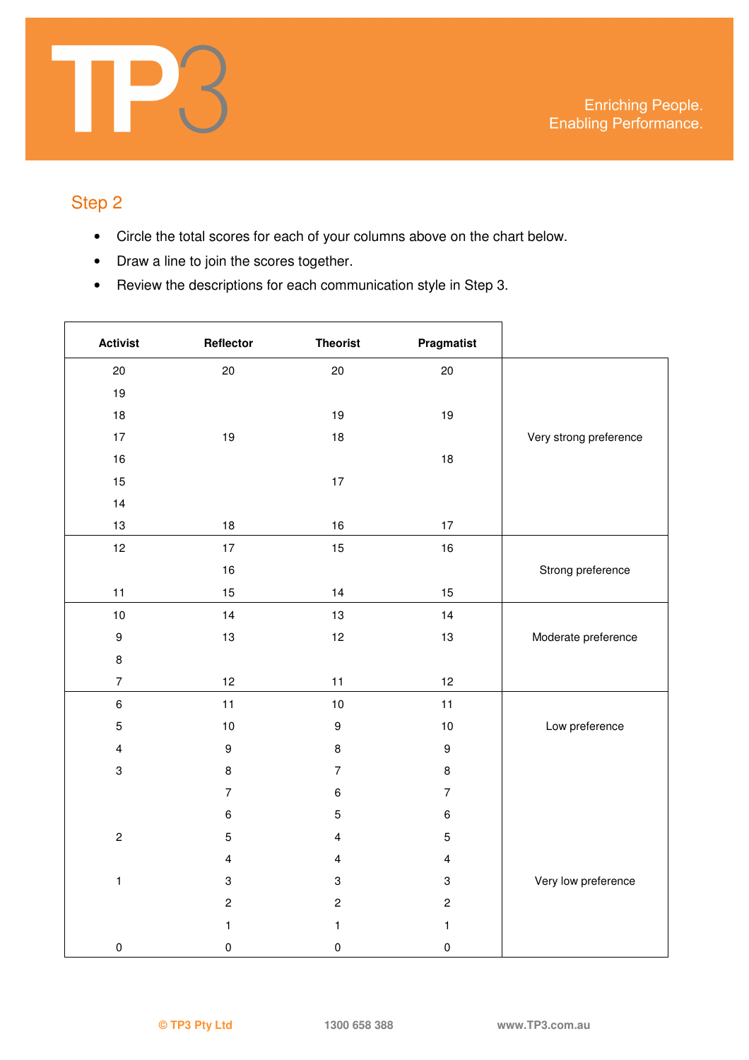## Step 2

- Circle the total scores for each of your columns above on the chart below.
- Draw a line to join the scores together.
- Review the descriptions for each communication style in Step 3.

| Activist | Reflector | Theorist | Pragmatist | |
|---|---|---|---|---|
| 20 | 20 | 20 | 20 | |
| 19 | | | | |
| 18 | | 19 | 19 | |
| 17 | 19 | 18 | | Very strong preference |
| 16 | | | 18 | |
| 15 | | 17 | | |
| 14 | | | | |
| 13 | 18 | 16 | 17 | |
| 12 | 17 | 15 | 16 | |
| | 16 | | | Strong preference |
| 11 | 15 | 14 | 15 | |
| 10 | 14 | 13 | 14 | |
| 9 | 13 | 12 | 13 | Moderate preference |
| 8 | | | | |
| 7 | 12 | 11 | 12 | |
| 6 | 11 | 10 | 11 | |
| 5 | 10 | 9 | 10 | Low preference |
| 4 | 9 | 8 | 9 | |
| 3 | 8 | 7 | 8 | |
| | 7 | 6 | 7 | |
| | 6 | 5 | 6 | |
| 2 | 5 | 4 | 5 | |
| | 4 | 4 | 4 | |
| 1 | 3 | 3 | 3 | Very low preference |
| | 2 | 2 | 2 | |
| | 1 | 1 | 1 | |
| 0 | 0 | 0 | 0 | |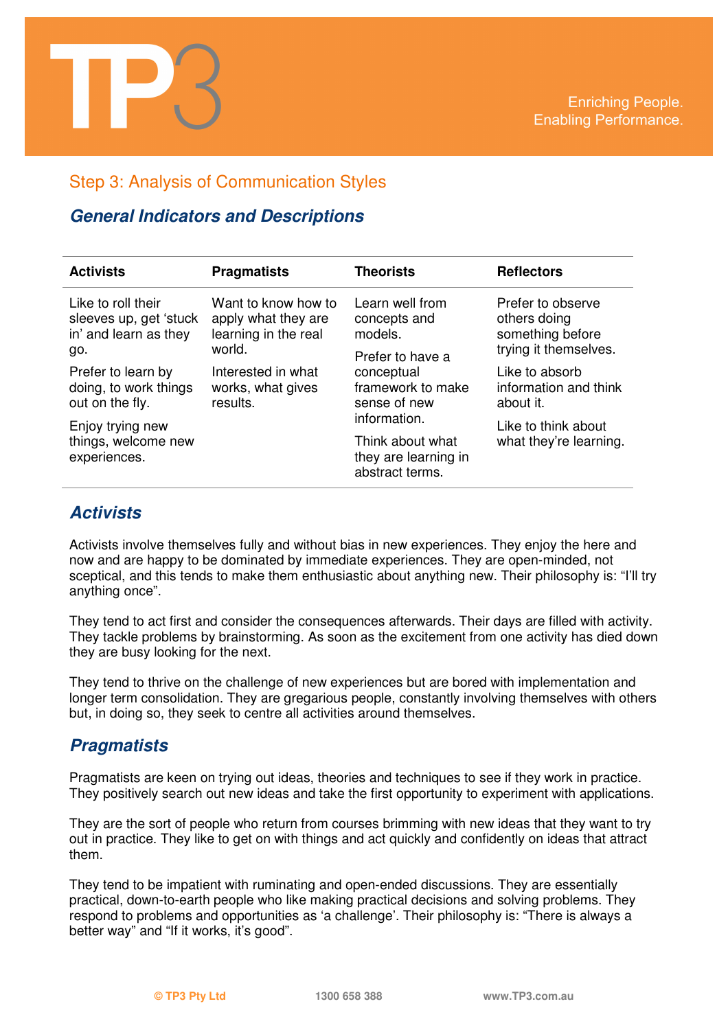## Step 3: Analysis of Communication Styles

### *General Indicators and Descriptions*

| Activists | Pragmatists | Theorists | Reflectors |
|---|---|---|---|
| Like to roll their sleeves up, get 'stuck in' and learn as they go.<br><br>Prefer to learn by doing, to work things out on the fly.<br><br>Enjoy trying new things, welcome new experiences. | Want to know how to apply what they are learning in the real world.<br><br>Interested in what works, what gives results. | Learn well from concepts and models.<br><br>Prefer to have a conceptual framework to make sense of new information.<br><br>Think about what they are learning in abstract terms. | Prefer to observe others doing something before trying it themselves.<br><br>Like to absorb information and think about it.<br><br>Like to think about what they're learning. |

### *Activists*

Activists involve themselves fully and without bias in new experiences. They enjoy the here and now and are happy to be dominated by immediate experiences. They are open-minded, not sceptical, and this tends to make them enthusiastic about anything new. Their philosophy is: "I'll try anything once".

They tend to act first and consider the consequences afterwards. Their days are filled with activity. They tackle problems by brainstorming. As soon as the excitement from one activity has died down they are busy looking for the next.

They tend to thrive on the challenge of new experiences but are bored with implementation and longer term consolidation. They are gregarious people, constantly involving themselves with others but, in doing so, they seek to centre all activities around themselves.

### *Pragmatists*

Pragmatists are keen on trying out ideas, theories and techniques to see if they work in practice. They positively search out new ideas and take the first opportunity to experiment with applications.

They are the sort of people who return from courses brimming with new ideas that they want to try out in practice. They like to get on with things and act quickly and confidently on ideas that attract them.

They tend to be impatient with ruminating and open-ended discussions. They are essentially practical, down-to-earth people who like making practical decisions and solving problems. They respond to problems and opportunities as 'a challenge'. Their philosophy is: "There is always a better way" and "If it works, it's good".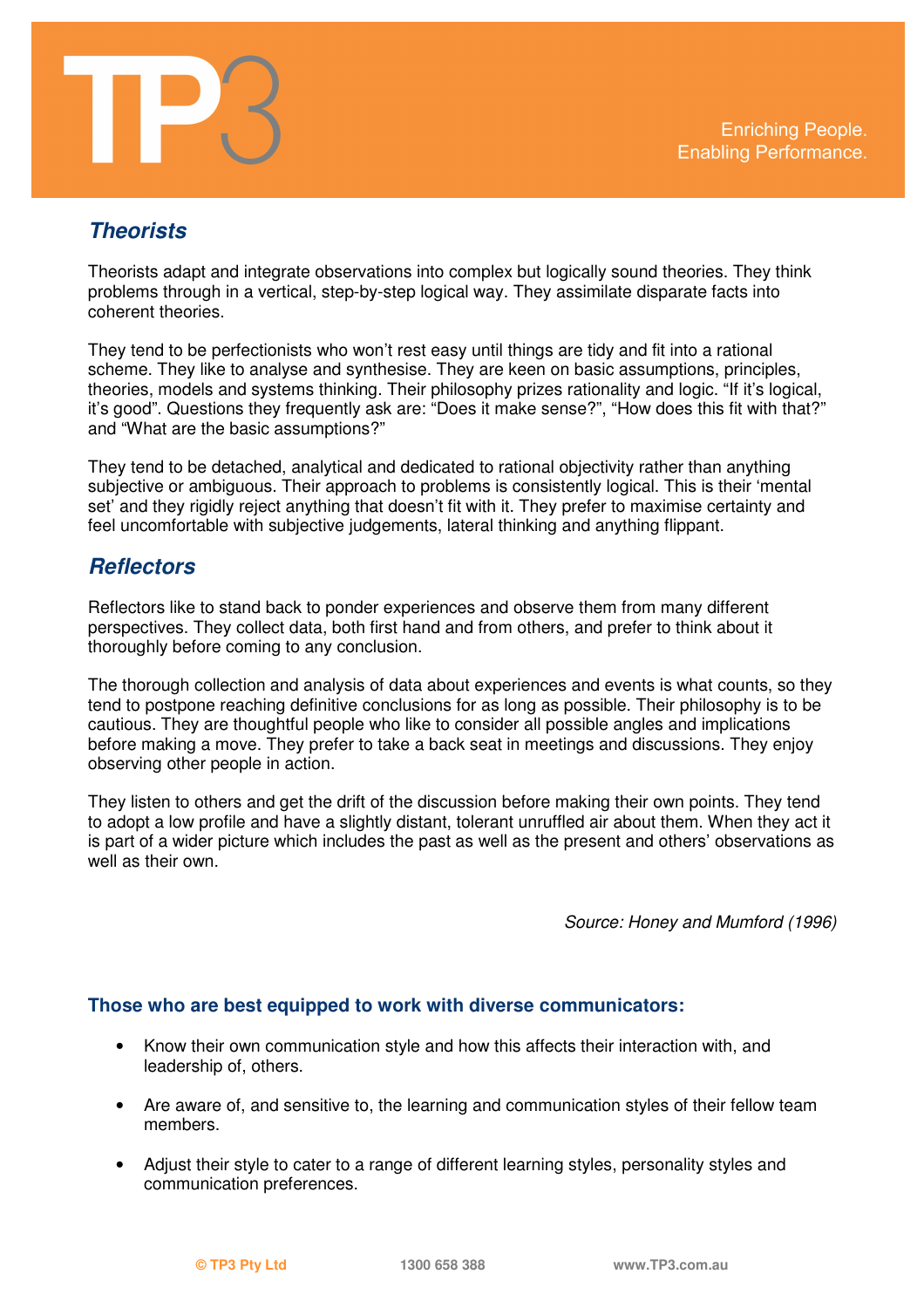## Theorists

Theorists adapt and integrate observations into complex but logically sound theories. They think problems through in a vertical, step-by-step logical way. They assimilate disparate facts into coherent theories.

They tend to be perfectionists who won't rest easy until things are tidy and fit into a rational scheme. They like to analyse and synthesise. They are keen on basic assumptions, principles, theories, models and systems thinking. Their philosophy prizes rationality and logic. "If it's logical, it's good". Questions they frequently ask are: "Does it make sense?", "How does this fit with that?" and "What are the basic assumptions?"

They tend to be detached, analytical and dedicated to rational objectivity rather than anything subjective or ambiguous. Their approach to problems is consistently logical. This is their 'mental set' and they rigidly reject anything that doesn't fit with it. They prefer to maximise certainty and feel uncomfortable with subjective judgements, lateral thinking and anything flippant.

## Reflectors

Reflectors like to stand back to ponder experiences and observe them from many different perspectives. They collect data, both first hand and from others, and prefer to think about it thoroughly before coming to any conclusion.

The thorough collection and analysis of data about experiences and events is what counts, so they tend to postpone reaching definitive conclusions for as long as possible. Their philosophy is to be cautious. They are thoughtful people who like to consider all possible angles and implications before making a move. They prefer to take a back seat in meetings and discussions. They enjoy observing other people in action.

They listen to others and get the drift of the discussion before making their own points. They tend to adopt a low profile and have a slightly distant, tolerant unruffled air about them. When they act it is part of a wider picture which includes the past as well as the present and others' observations as well as their own.

*Source: Honey and Mumford (1996)*

### Those who are best equipped to work with diverse communicators:

- Know their own communication style and how this affects their interaction with, and leadership of, others.
- Are aware of, and sensitive to, the learning and communication styles of their fellow team members.
- Adjust their style to cater to a range of different learning styles, personality styles and communication preferences.